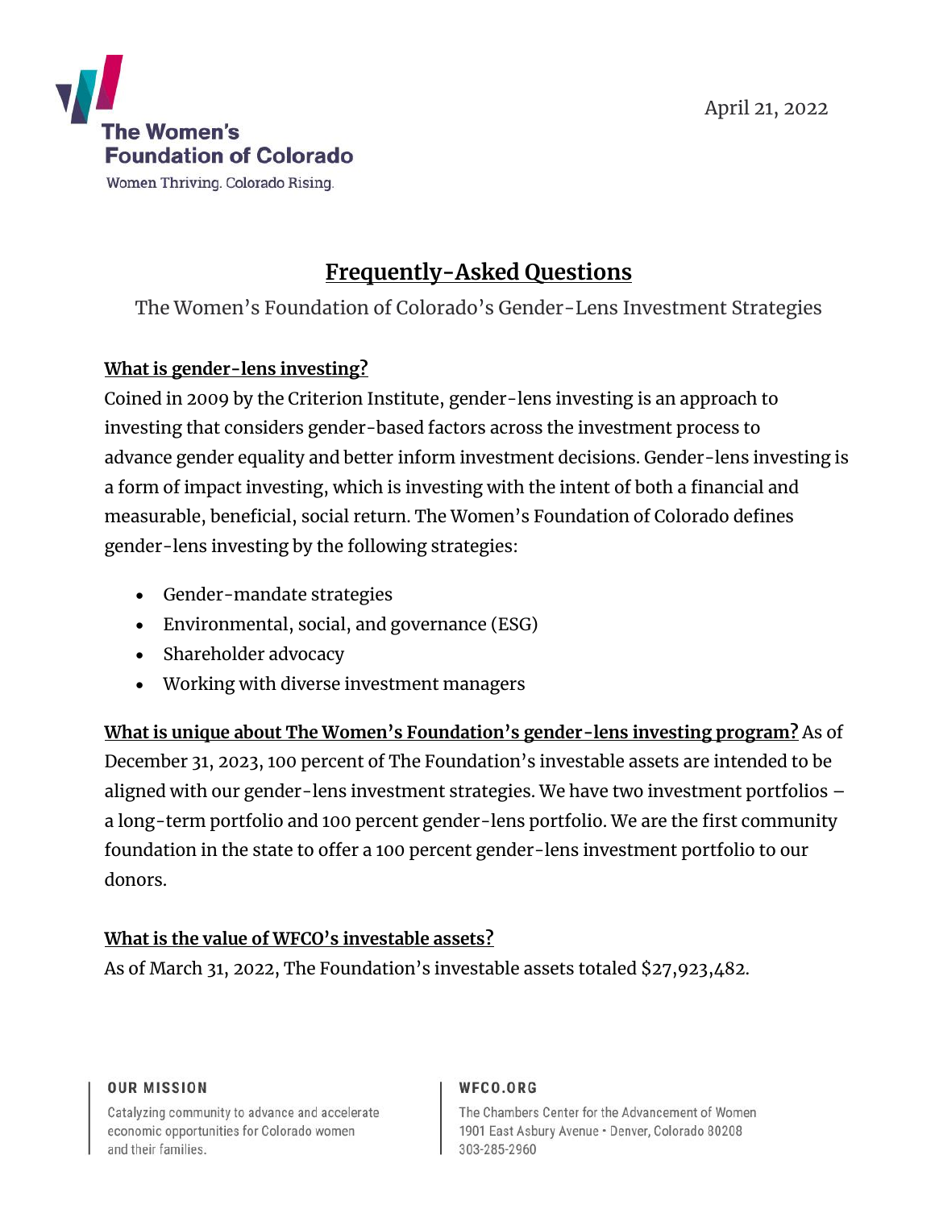The Women's Foundation of Colorado

Women Thriving. Colorado Rising.

April 21, 2022

# Frequently-Asked Questions

The Women's Foundation of Colorado's Gender-Lens Investment Strategies

**What is gender-lens investing?**

Coined in 2009 by the Criterion Institute, gender-lens investing is an approach to investing that considers gender-based factors across the investment process to advance gender equality and better inform investment decisions. Gender-lens investing is a form of impact investing, which is investing with the intent of both a financial and measurable, beneficial, social return. The Women's Foundation of Colorado defines gender-lens investing by the following strategies:

- Gender-mandate strategies
- Environmental, social, and governance (ESG)
- Shareholder advocacy
- Working with diverse investment managers

**What is unique about The Women's Foundation's gender-lens investing program?** As of December 31, 2023, 100 percent of The Foundation's investable assets are intended to be aligned with our gender-lens investment strategies. We have two investment portfolios – a long-term portfolio and 100 percent gender-lens portfolio. We are the first community foundation in the state to offer a 100 percent gender-lens investment portfolio to our donors.

**What is the value of WFCO's investable assets?**

As of March 31, 2022, The Foundation's investable assets totaled $27,923,482.

**OUR MISSION**

Catalyzing community to advance and accelerate economic opportunities for Colorado women and their families.

**WFCO.ORG**

The Chambers Center for the Advancement of Women
1901 East Asbury Avenue • Denver, Colorado 80208
303-285-2960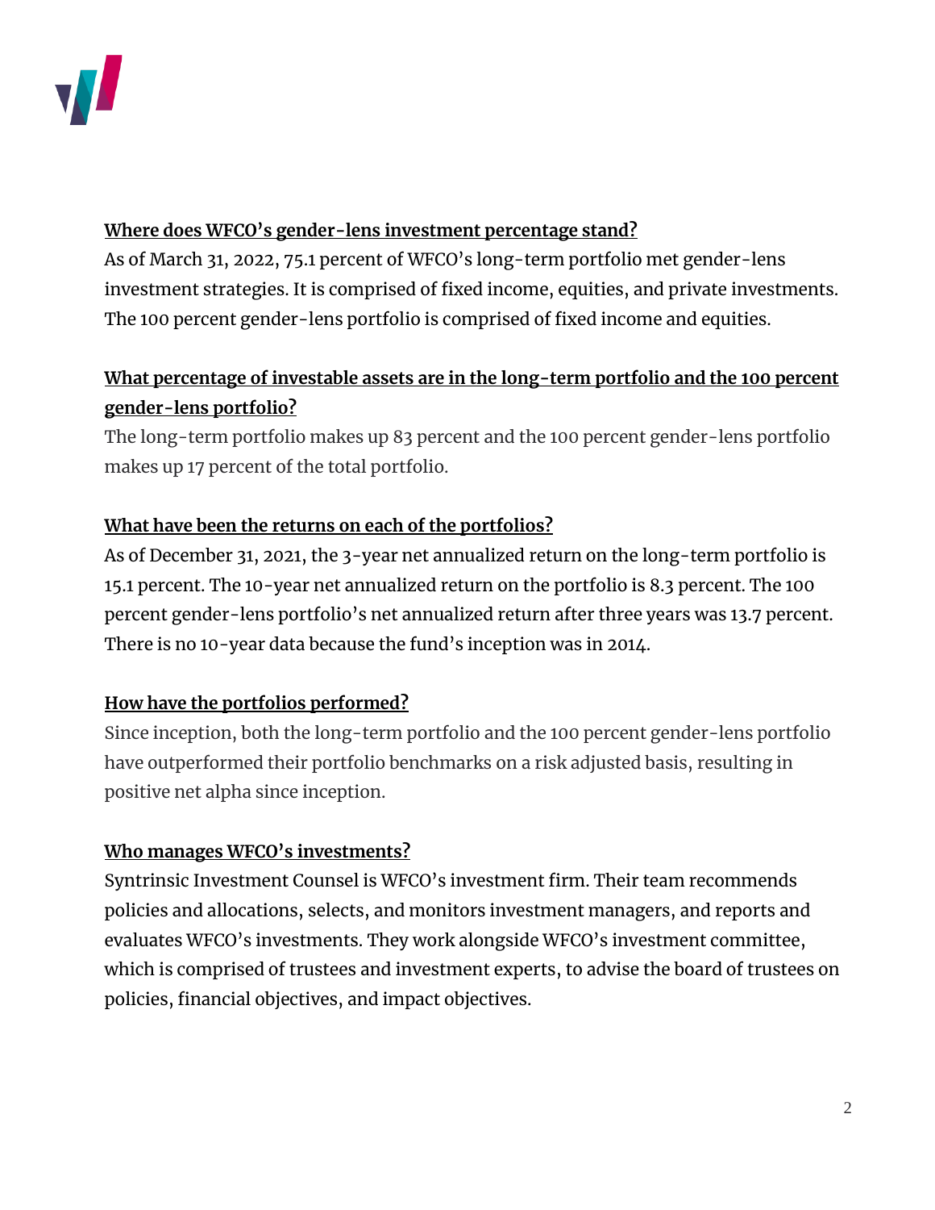## Where does WFCO's gender-lens investment percentage stand?

As of March 31, 2022, 75.1 percent of WFCO's long-term portfolio met gender-lens investment strategies. It is comprised of fixed income, equities, and private investments. The 100 percent gender-lens portfolio is comprised of fixed income and equities.

## What percentage of investable assets are in the long-term portfolio and the 100 percent gender-lens portfolio?

The long-term portfolio makes up 83 percent and the 100 percent gender-lens portfolio makes up 17 percent of the total portfolio.

## What have been the returns on each of the portfolios?

As of December 31, 2021, the 3-year net annualized return on the long-term portfolio is 15.1 percent. The 10-year net annualized return on the portfolio is 8.3 percent. The 100 percent gender-lens portfolio's net annualized return after three years was 13.7 percent. There is no 10-year data because the fund's inception was in 2014.

## How have the portfolios performed?

Since inception, both the long-term portfolio and the 100 percent gender-lens portfolio have outperformed their portfolio benchmarks on a risk adjusted basis, resulting in positive net alpha since inception.

## Who manages WFCO's investments?

Syntrinsic Investment Counsel is WFCO's investment firm. Their team recommends policies and allocations, selects, and monitors investment managers, and reports and evaluates WFCO's investments. They work alongside WFCO's investment committee, which is comprised of trustees and investment experts, to advise the board of trustees on policies, financial objectives, and impact objectives.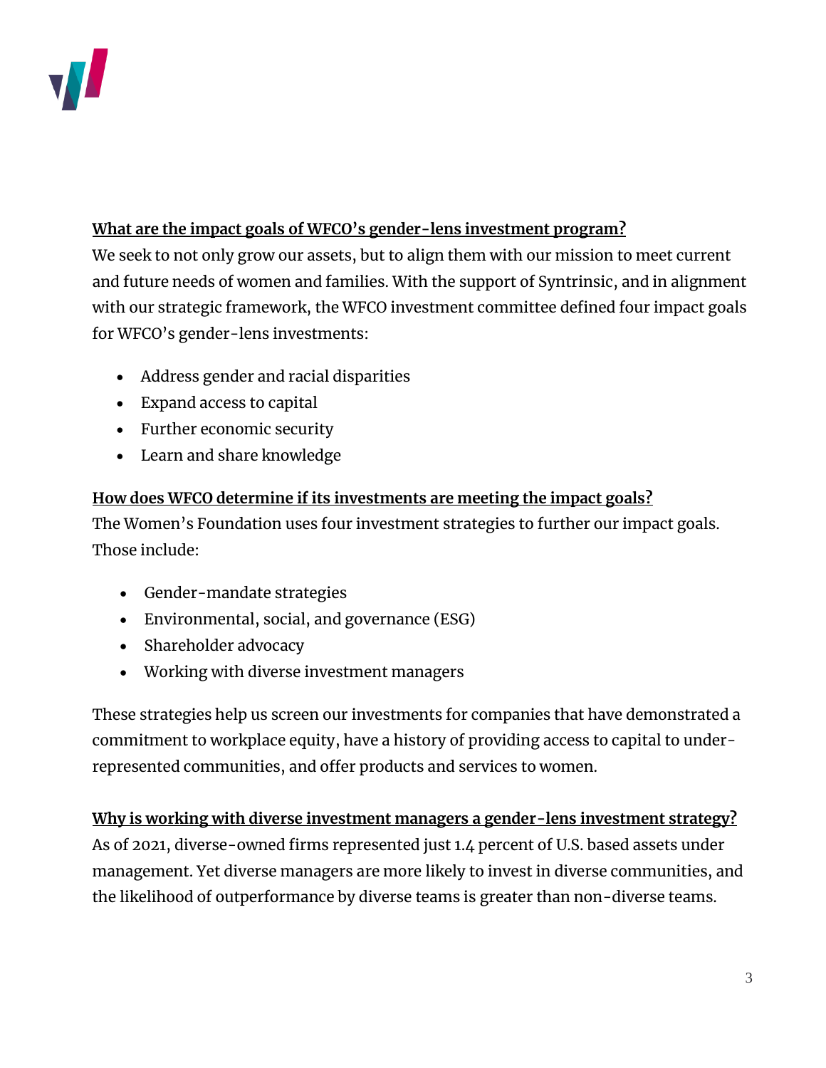**What are the impact goals of WFCO's gender-lens investment program?**

We seek to not only grow our assets, but to align them with our mission to meet current and future needs of women and families. With the support of Syntrinsic, and in alignment with our strategic framework, the WFCO investment committee defined four impact goals for WFCO's gender-lens investments:

- Address gender and racial disparities
- Expand access to capital
- Further economic security
- Learn and share knowledge

**How does WFCO determine if its investments are meeting the impact goals?**

The Women's Foundation uses four investment strategies to further our impact goals. Those include:

- Gender-mandate strategies
- Environmental, social, and governance (ESG)
- Shareholder advocacy
- Working with diverse investment managers

These strategies help us screen our investments for companies that have demonstrated a commitment to workplace equity, have a history of providing access to capital to under-represented communities, and offer products and services to women.

**Why is working with diverse investment managers a gender-lens investment strategy?**

As of 2021, diverse-owned firms represented just 1.4 percent of U.S. based assets under management. Yet diverse managers are more likely to invest in diverse communities, and the likelihood of outperformance by diverse teams is greater than non-diverse teams.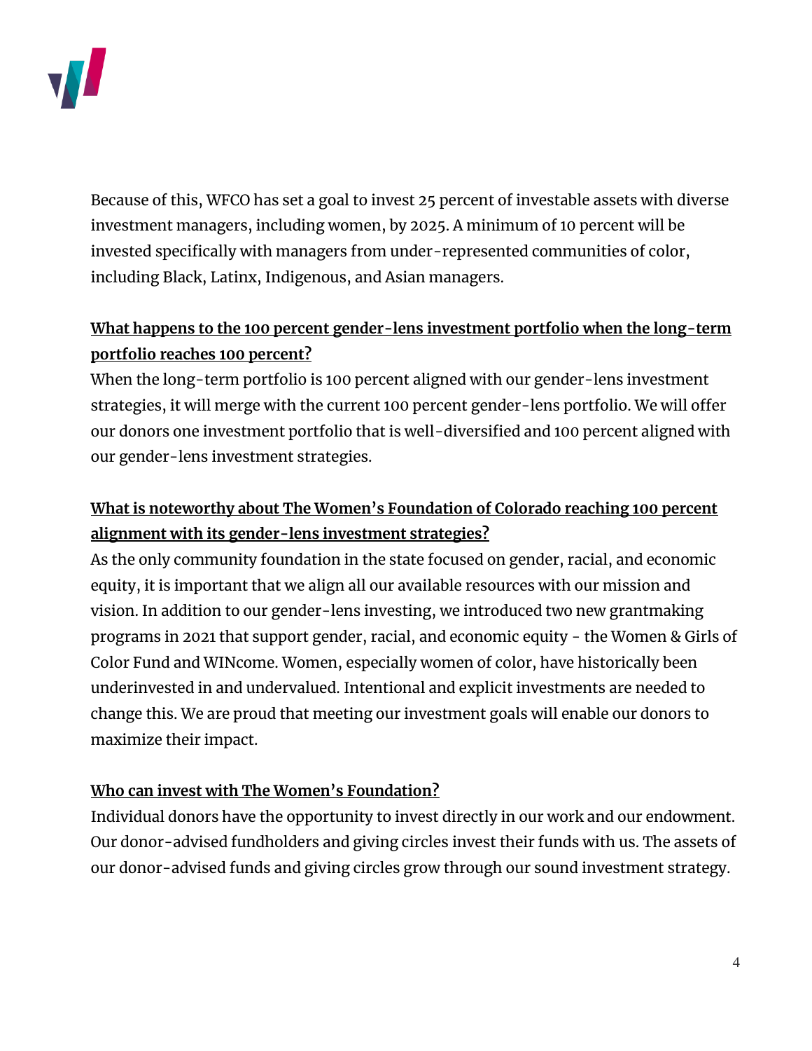Because of this, WFCO has set a goal to invest 25 percent of investable assets with diverse investment managers, including women, by 2025. A minimum of 10 percent will be invested specifically with managers from under-represented communities of color, including Black, Latinx, Indigenous, and Asian managers.

**What happens to the 100 percent gender-lens investment portfolio when the long-term portfolio reaches 100 percent?**

When the long-term portfolio is 100 percent aligned with our gender-lens investment strategies, it will merge with the current 100 percent gender-lens portfolio. We will offer our donors one investment portfolio that is well-diversified and 100 percent aligned with our gender-lens investment strategies.

**What is noteworthy about The Women's Foundation of Colorado reaching 100 percent alignment with its gender-lens investment strategies?**

As the only community foundation in the state focused on gender, racial, and economic equity, it is important that we align all our available resources with our mission and vision. In addition to our gender-lens investing, we introduced two new grantmaking programs in 2021 that support gender, racial, and economic equity - the Women & Girls of Color Fund and WINcome. Women, especially women of color, have historically been underinvested in and undervalued. Intentional and explicit investments are needed to change this. We are proud that meeting our investment goals will enable our donors to maximize their impact.

**Who can invest with The Women's Foundation?**

Individual donors have the opportunity to invest directly in our work and our endowment. Our donor-advised fundholders and giving circles invest their funds with us. The assets of our donor-advised funds and giving circles grow through our sound investment strategy.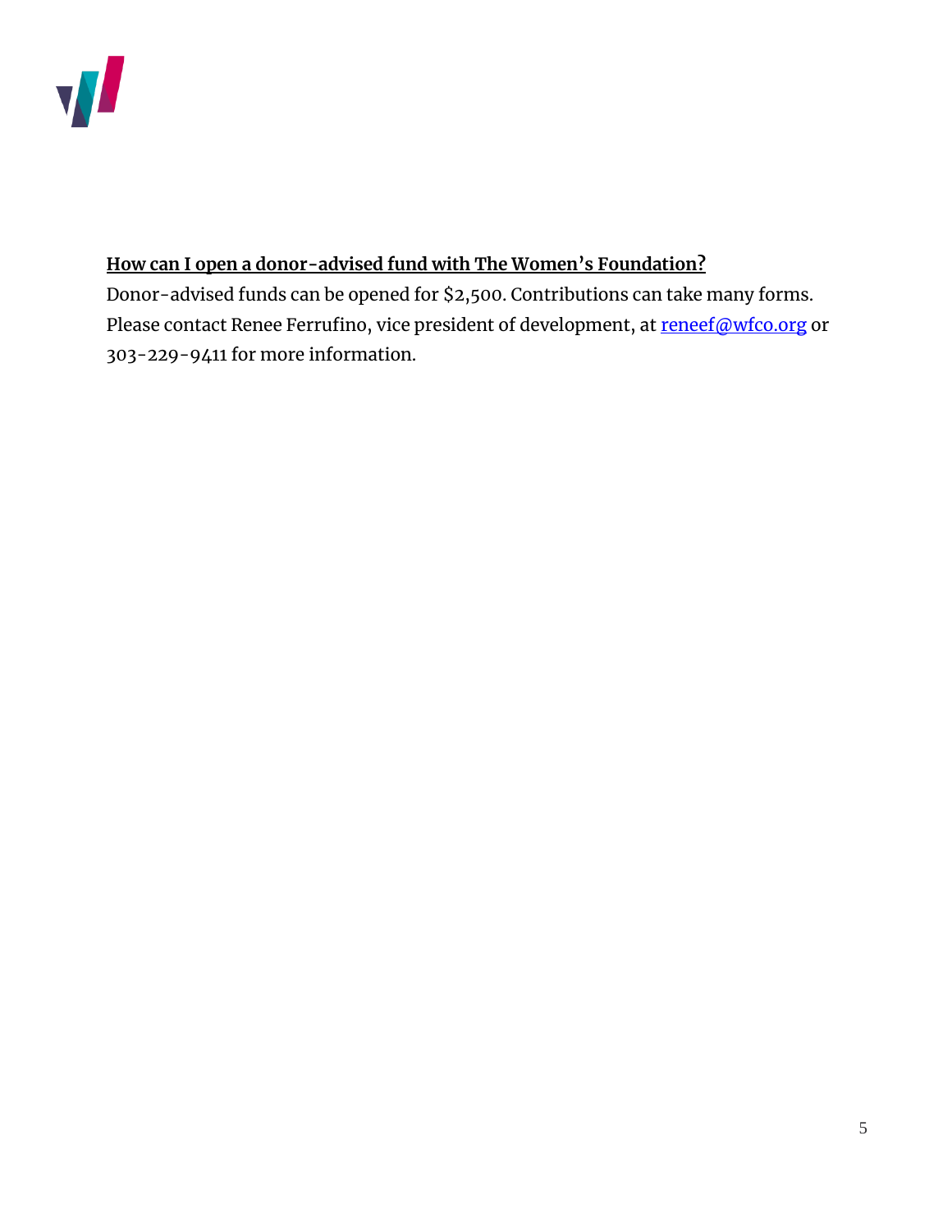**How can I open a donor-advised fund with The Women's Foundation?**

Donor-advised funds can be opened for $2,500. Contributions can take many forms. Please contact Renee Ferrufino, vice president of development, at reneef@wfco.org or 303-229-9411 for more information.